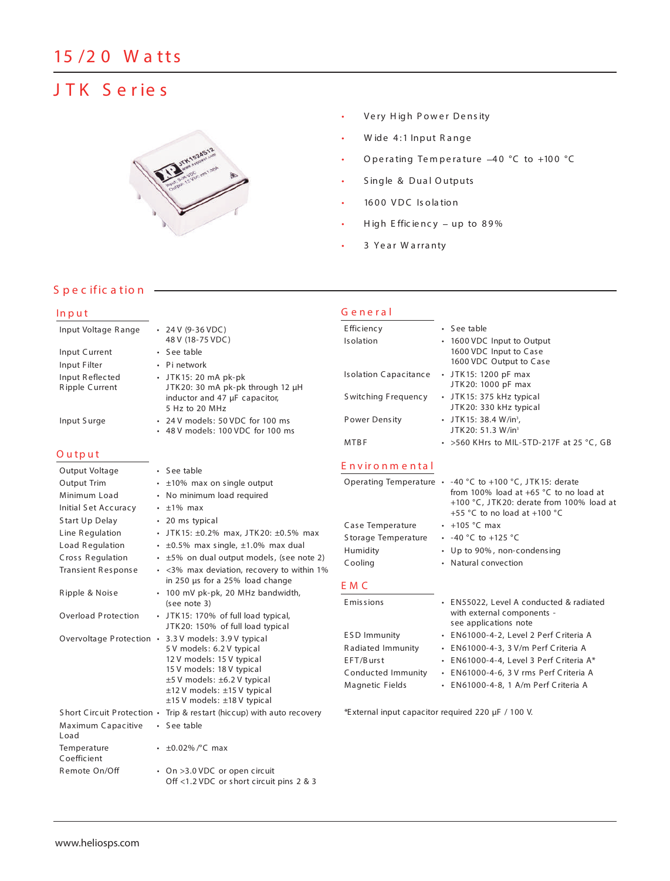# 15/20 Watts

## JTK Series

- Very High Power Density
- Wide 4:1 Input Range
- Operating Temperature –40 °C to +100 °C
- Single & Dual Outputs
- 1600 VDC Isolation
- High Efficiency – up to 89%
- 3 Year Warranty

## Specification

### Input

| | |
|---|---|
| Input Voltage Range | • 24 V (9-36 VDC)<br>48 V (18-75 VDC) |
| Input Current | • See table |
| Input Filter | • Pi network |
| Input Reflected Ripple Current | • JTK15: 20 mA pk-pk<br>JTK20: 30 mA pk-pk through 12 µH inductor and 47 µF capacitor, 5 Hz to 20 MHz |
| Input Surge | • 24 V models: 50 VDC for 100 ms<br>• 48 V models: 100 VDC for 100 ms |

### Output

| | |
|---|---|
| Output Voltage | • See table |
| Output Trim | • ±10% max on single output |
| Minimum Load | • No minimum load required |
| Initial Set Accuracy | • ±1% max |
| Start Up Delay | • 20 ms typical |
| Line Regulation | • JTK15: ±0.2% max, JTK20: ±0.5% max |
| Load Regulation | • ±0.5% max single, ±1.0% max dual |
| Cross Regulation | • ±5% on dual output models, (see note 2) |
| Transient Response | • <3% max deviation, recovery to within 1% in 250 µs for a 25% load change |
| Ripple & Noise | • 100 mV pk-pk, 20 MHz bandwidth, (see note 3) |
| Overload Protection | • JTK15: 170% of full load typical,<br>JTK20: 150% of full load typical |
| Overvoltage Protection | • 3.3 V models: 3.9 V typical<br>5 V models: 6.2 V typical<br>12 V models: 15 V typical<br>15 V models: 18 V typical<br>±5 V models: ±6.2 V typical<br>±12 V models: ±15 V typical<br>±15 V models: ±18 V typical |
| Short Circuit Protection | • Trip & restart (hiccup) with auto recovery |
| Maximum Capacitive Load | • See table |
| Temperature Coefficient | • ±0.02%/°C max |
| Remote On/Off | • On >3.0 VDC or open circuit<br>Off <1.2 VDC or short circuit pins 2 & 3 |

### General

| | |
|---|---|
| Efficiency | • See table |
| Isolation | • 1600 VDC Input to Output<br>1600 VDC Input to Case<br>1600 VDC Output to Case |
| Isolation Capacitance | • JTK15: 1200 pF max<br>JTK20: 1000 pF max |
| Switching Frequency | • JTK15: 375 kHz typical<br>JTK20: 330 kHz typical |
| Power Density | • JTK15: 38.4 W/in³,<br>JTK20: 51.3 W/in³ |
| MTBF | • >560 KHrs to MIL-STD-217F at 25 °C, GB |

### Environmental

| | |
|---|---|
| Operating Temperature | • -40 °C to +100 °C, JTK15: derate from 100% load at +65 °C to no load at +100 °C, JTK20: derate from 100% load at +55 °C to no load at +100 °C |
| Case Temperature | • +105 °C max |
| Storage Temperature | • -40 °C to +125 °C |
| Humidity | • Up to 90%, non-condensing |
| Cooling | • Natural convection |

### EMC

| | |
|---|---|
| Emissions | • EN55022, Level A conducted & radiated with external components - see applications note |
| ESD Immunity | • EN61000-4-2, Level 2 Perf Criteria A |
| Radiated Immunity | • EN61000-4-3, 3 V/m Perf Criteria A |
| EFT/Burst | • EN61000-4-4, Level 3 Perf Criteria A* |
| Conducted Immunity | • EN61000-4-6, 3 V rms Perf Criteria A |
| Magnetic Fields | • EN61000-4-8, 1 A/m Perf Criteria A |

*External input capacitor required 220 µF / 100 V.

www.heliosps.com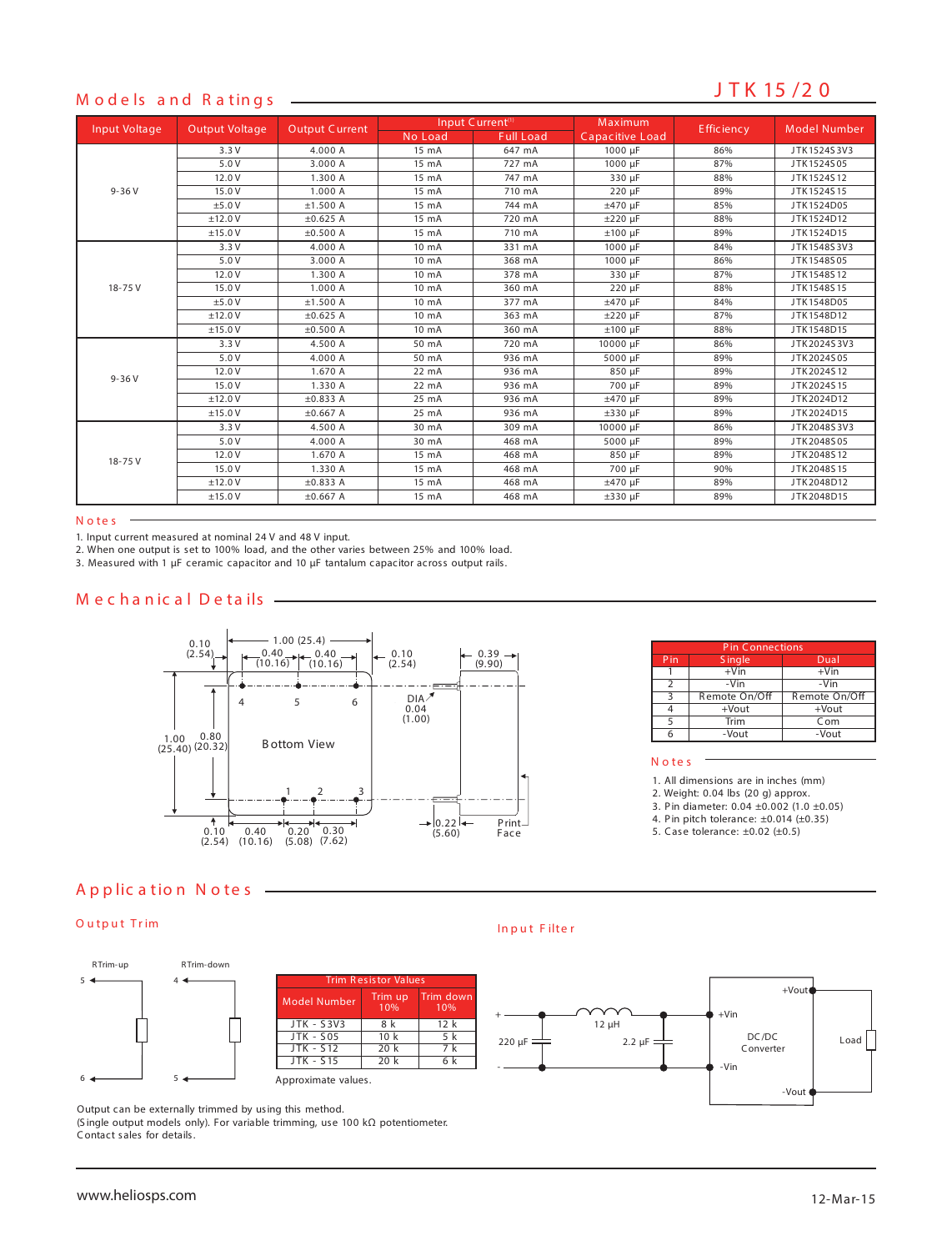## Models and Ratings

JTK15/20

| Input Voltage | Output Voltage | Output Current | Input Current[1] | | Maximum Capacitive Load | Efficiency | Model Number |
|---|---|---|---|---|---|---|---|
| | | | No Load | Full Load | | | |
| 9-36 V | 3.3 V | 4.000 A | 15 mA | 647 mA | 1000 µF | 86% | JTK1524S3V3 |
| | 5.0 V | 3.000 A | 15 mA | 727 mA | 1000 µF | 87% | JTK1524S05 |
| | 12.0 V | 1.300 A | 15 mA | 747 mA | 330 µF | 88% | JTK1524S12 |
| | 15.0 V | 1.000 A | 15 mA | 710 mA | 220 µF | 89% | JTK1524S15 |
| | ±5.0 V | ±1.500 A | 15 mA | 744 mA | ±470 µF | 85% | JTK1524D05 |
| | ±12.0 V | ±0.625 A | 15 mA | 720 mA | ±220 µF | 88% | JTK1524D12 |
| | ±15.0 V | ±0.500 A | 15 mA | 710 mA | ±100 µF | 89% | JTK1524D15 |
| 18-75 V | 3.3 V | 4.000 A | 10 mA | 331 mA | 1000 µF | 84% | JTK1548S3V3 |
| | 5.0 V | 3.000 A | 10 mA | 368 mA | 1000 µF | 86% | JTK1548S05 |
| | 12.0 V | 1.300 A | 10 mA | 378 mA | 330 µF | 87% | JTK1548S12 |
| | 15.0 V | 1.000 A | 10 mA | 360 mA | 220 µF | 88% | JTK1548S15 |
| | ±5.0 V | ±1.500 A | 10 mA | 377 mA | ±470 µF | 84% | JTK1548D05 |
| | ±12.0 V | ±0.625 A | 10 mA | 363 mA | ±220 µF | 87% | JTK1548D12 |
| | ±15.0 V | ±0.500 A | 10 mA | 360 mA | ±100 µF | 88% | JTK1548D15 |
| 9-36 V | 3.3 V | 4.500 A | 50 mA | 720 mA | 10000 µF | 86% | JTK2024S3V3 |
| | 5.0 V | 4.000 A | 50 mA | 936 mA | 5000 µF | 89% | JTK2024S05 |
| | 12.0 V | 1.670 A | 22 mA | 936 mA | 850 µF | 89% | JTK2024S12 |
| | 15.0 V | 1.330 A | 22 mA | 936 mA | 700 µF | 89% | JTK2024S15 |
| | ±12.0 V | ±0.833 A | 25 mA | 936 mA | ±470 µF | 89% | JTK2024D12 |
| | ±15.0 V | ±0.667 A | 25 mA | 936 mA | ±330 µF | 89% | JTK2024D15 |
| 18-75 V | 3.3 V | 4.500 A | 30 mA | 309 mA | 10000 µF | 86% | JTK2048S3V3 |
| | 5.0 V | 4.000 A | 30 mA | 468 mA | 5000 µF | 89% | JTK2048S05 |
| | 12.0 V | 1.670 A | 15 mA | 468 mA | 850 µF | 89% | JTK2048S12 |
| | 15.0 V | 1.330 A | 15 mA | 468 mA | 700 µF | 90% | JTK2048S15 |
| | ±12.0 V | ±0.833 A | 15 mA | 468 mA | ±470 µF | 89% | JTK2048D12 |
| | ±15.0 V | ±0.667 A | 15 mA | 468 mA | ±330 µF | 89% | JTK2048D15 |

### Notes

1. Input current measured at nominal 24 V and 48 V input.
2. When one output is set to 100% load, and the other varies between 25% and 100% load.
3. Measured with 1 µF ceramic capacitor and 10 µF tantalum capacitor across output rails.

## Mechanical Details

1.00 (25.4)
0.10 (2.54)
0.40 (10.16)
0.40 (10.16)
0.10 (2.54)
0.39 (9.90)
4 5 6
DIA 0.04 (1.00)
1.00 (25.40)
0.80 (20.32)
Bottom View
1 2 3
0.10 (2.54)
0.40 (10.16)
0.20 (5.08)
0.30 (7.62)
0.22 (5.60)
Print Face

| Pin Connections | | |
|---|---|---|
| Pin | Single | Dual |
| 1 | +Vin | +Vin |
| 2 | -Vin | -Vin |
| 3 | Remote On/Off | Remote On/Off |
| 4 | +Vout | +Vout |
| 5 | Trim | Com |
| 6 | -Vout | -Vout |

### Notes

1. All dimensions are in inches (mm)
2. Weight: 0.04 lbs (20 g) approx.
3. Pin diameter: 0.04 ±0.002 (1.0 ±0.05)
4. Pin pitch tolerance: ±0.014 (±0.35)
5. Case tolerance: ±0.02 (±0.5)

## Application Notes

### Output Trim

RTrim-up
5
6
RTrim-down
4
5

| Trim Resistor Values | | |
|---|---|---|
| Model Number | Trim up 10% | Trim down 10% |
| JTK - S3V3 | 8 k | 12 k |
| JTK - S05 | 10 k | 5 k |
| JTK - S12 | 20 k | 7 k |
| JTK - S15 | 20 k | 6 k |

Approximate values.

Output can be externally trimmed by using this method.
(Single output models only). For variable trimming, use 100 kΩ potentiometer.
Contact sales for details.

### Input Filter

+
-
220 µF
12 µH
2.2 µF
+Vin
-Vin
DC/DC Converter
+Vout
-Vout
Load

www.heliosps.com

12-Mar-15